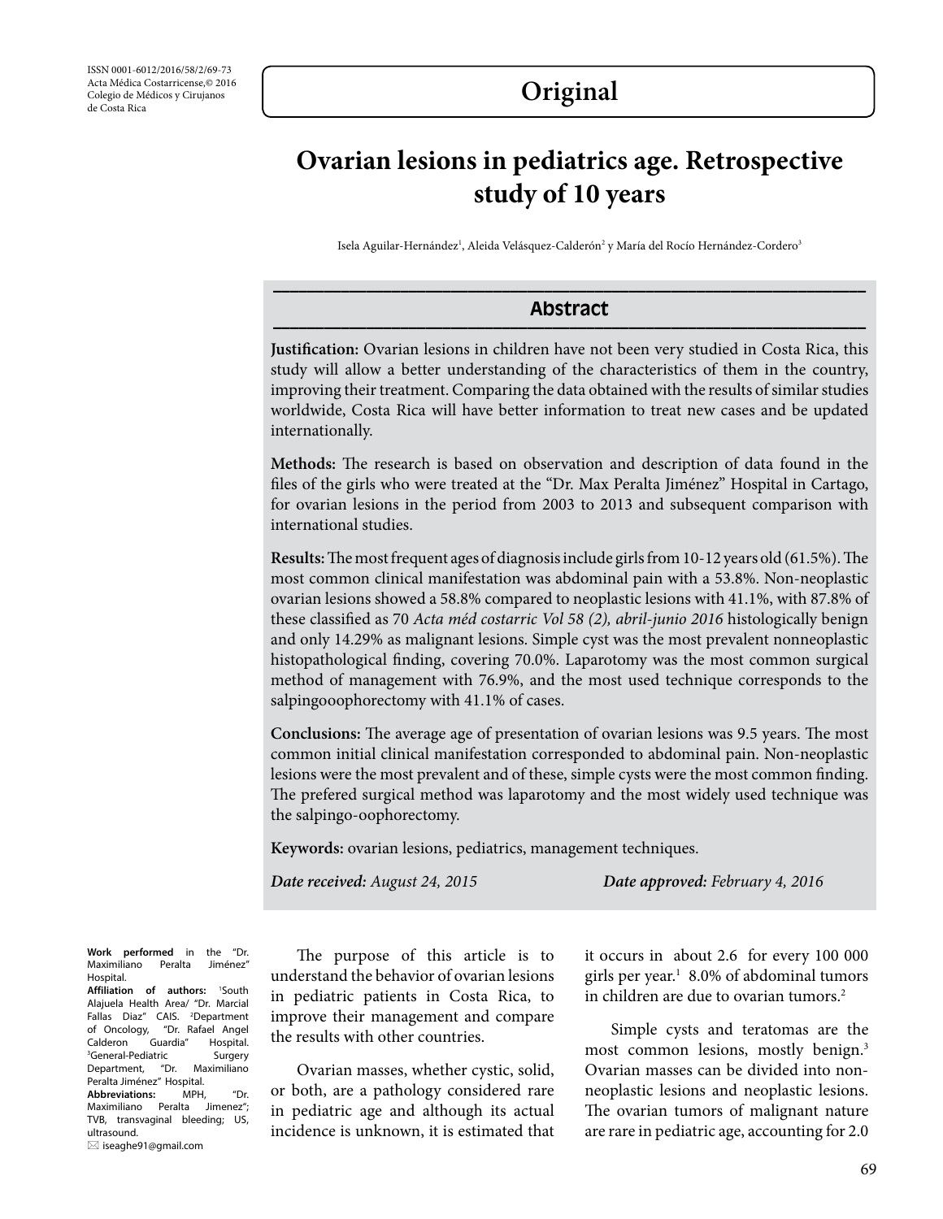ISSN 0001-6012/2016/58/2/69-73
Acta Médica Costarricense,© 2016
Colegio de Médicos y Cirujanos
de Costa Rica

**Original**

# Ovarian lesions in pediatrics age. Retrospective study of 10 years

Isela Aguilar-Hernández[1], Aleida Velásquez-Calderón[2] y María del Rocío Hernández-Cordero[3]

## Abstract

**Justification:** Ovarian lesions in children have not been very studied in Costa Rica, this study will allow a better understanding of the characteristics of them in the country, improving their treatment. Comparing the data obtained with the results of similar studies worldwide, Costa Rica will have better information to treat new cases and be updated internationally.

**Methods:** The research is based on observation and description of data found in the files of the girls who were treated at the "Dr. Max Peralta Jiménez" Hospital in Cartago, for ovarian lesions in the period from 2003 to 2013 and subsequent comparison with international studies.

**Results:** The most frequent ages of diagnosis include girls from 10-12 years old (61.5%). The most common clinical manifestation was abdominal pain with a 53.8%. Non-neoplastic ovarian lesions showed a 58.8% compared to neoplastic lesions with 41.1%, with 87.8% of these classified as 70 *Acta méd costarric Vol 58 (2), abril-junio 2016* histologically benign and only 14.29% as malignant lesions. Simple cyst was the most prevalent nonneoplastic histopathological finding, covering 70.0%. Laparotomy was the most common surgical method of management with 76.9%, and the most used technique corresponds to the salpingooophorectomy with 41.1% of cases.

**Conclusions:** The average age of presentation of ovarian lesions was 9.5 years. The most common initial clinical manifestation corresponded to abdominal pain. Non-neoplastic lesions were the most prevalent and of these, simple cysts were the most common finding. The prefered surgical method was laparotomy and the most widely used technique was the salpingo-oophorectomy.

**Keywords:** ovarian lesions, pediatrics, management techniques.

*Date received: August 24, 2015* *Date approved: February 4, 2016*

**Work performed** in the "Dr. Maximiliano Peralta Jiménez" Hospital.
**Affiliation of authors:** [1]South Alajuela Health Area/ "Dr. Marcial Fallas Diaz" CAIS. [2]Department of Oncology, "Dr. Rafael Angel Calderon Guardia" Hospital. [3]General-Pediatric Surgery Department, "Dr. Maximiliano Peralta Jiménez" Hospital.
**Abbreviations:** MPH, "Dr. Maximiliano Peralta Jimenez"; TVB, transvaginal bleeding; US, ultrasound.
✉ iseaghe91@gmail.com

The purpose of this article is to understand the behavior of ovarian lesions in pediatric patients in Costa Rica, to improve their management and compare the results with other countries.

Ovarian masses, whether cystic, solid, or both, are a pathology considered rare in pediatric age and although its actual incidence is unknown, it is estimated that it occurs in about 2.6 for every 100 000 girls per year.[1] 8.0% of abdominal tumors in children are due to ovarian tumors.[2]

Simple cysts and teratomas are the most common lesions, mostly benign.[3] Ovarian masses can be divided into non-neoplastic lesions and neoplastic lesions. The ovarian tumors of malignant nature are rare in pediatric age, accounting for 2.0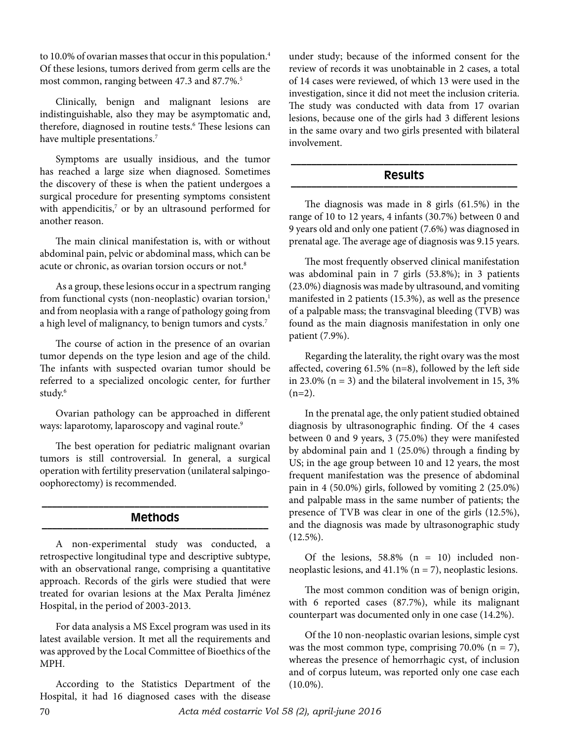to 10.0% of ovarian masses that occur in this population.[4] Of these lesions, tumors derived from germ cells are the most common, ranging between 47.3 and 87.7%.[5]

Clinically, benign and malignant lesions are indistinguishable, also they may be asymptomatic and, therefore, diagnosed in routine tests.[6] These lesions can have multiple presentations.[7]

Symptoms are usually insidious, and the tumor has reached a large size when diagnosed. Sometimes the discovery of these is when the patient undergoes a surgical procedure for presenting symptoms consistent with appendicitis,[7] or by an ultrasound performed for another reason.

The main clinical manifestation is, with or without abdominal pain, pelvic or abdominal mass, which can be acute or chronic, as ovarian torsion occurs or not.[8]

As a group, these lesions occur in a spectrum ranging from functional cysts (non-neoplastic) ovarian torsion,[1] and from neoplasia with a range of pathology going from a high level of malignancy, to benign tumors and cysts.[7]

The course of action in the presence of an ovarian tumor depends on the type lesion and age of the child. The infants with suspected ovarian tumor should be referred to a specialized oncologic center, for further study.[6]

Ovarian pathology can be approached in different ways: laparotomy, laparoscopy and vaginal route.[9]

The best operation for pediatric malignant ovarian tumors is still controversial. In general, a surgical operation with fertility preservation (unilateral salpingo-oophorectomy) is recommended.

## Methods

A non-experimental study was conducted, a retrospective longitudinal type and descriptive subtype, with an observational range, comprising a quantitative approach. Records of the girls were studied that were treated for ovarian lesions at the Max Peralta Jiménez Hospital, in the period of 2003-2013.

For data analysis a MS Excel program was used in its latest available version. It met all the requirements and was approved by the Local Committee of Bioethics of the MPH.

According to the Statistics Department of the Hospital, it had 16 diagnosed cases with the disease under study; because of the informed consent for the review of records it was unobtainable in 2 cases, a total of 14 cases were reviewed, of which 13 were used in the investigation, since it did not meet the inclusion criteria. The study was conducted with data from 17 ovarian lesions, because one of the girls had 3 different lesions in the same ovary and two girls presented with bilateral involvement.

## Results

The diagnosis was made in 8 girls (61.5%) in the range of 10 to 12 years, 4 infants (30.7%) between 0 and 9 years old and only one patient (7.6%) was diagnosed in prenatal age. The average age of diagnosis was 9.15 years.

The most frequently observed clinical manifestation was abdominal pain in 7 girls (53.8%); in 3 patients (23.0%) diagnosis was made by ultrasound, and vomiting manifested in 2 patients (15.3%), as well as the presence of a palpable mass; the transvaginal bleeding (TVB) was found as the main diagnosis manifestation in only one patient (7.9%).

Regarding the laterality, the right ovary was the most affected, covering 61.5% (n=8), followed by the left side in 23.0% (n = 3) and the bilateral involvement in 15, 3% (n=2).

In the prenatal age, the only patient studied obtained diagnosis by ultrasonographic finding. Of the 4 cases between 0 and 9 years, 3 (75.0%) they were manifested by abdominal pain and 1 (25.0%) through a finding by US; in the age group between 10 and 12 years, the most frequent manifestation was the presence of abdominal pain in 4 (50.0%) girls, followed by vomiting 2 (25.0%) and palpable mass in the same number of patients; the presence of TVB was clear in one of the girls (12.5%), and the diagnosis was made by ultrasonographic study (12.5%).

Of the lesions, 58.8% (n = 10) included non-neoplastic lesions, and 41.1% (n = 7), neoplastic lesions.

The most common condition was of benign origin, with 6 reported cases (87.7%), while its malignant counterpart was documented only in one case (14.2%).

Of the 10 non-neoplastic ovarian lesions, simple cyst was the most common type, comprising 70.0% (n = 7), whereas the presence of hemorrhagic cyst, of inclusion and of corpus luteum, was reported only one case each (10.0%).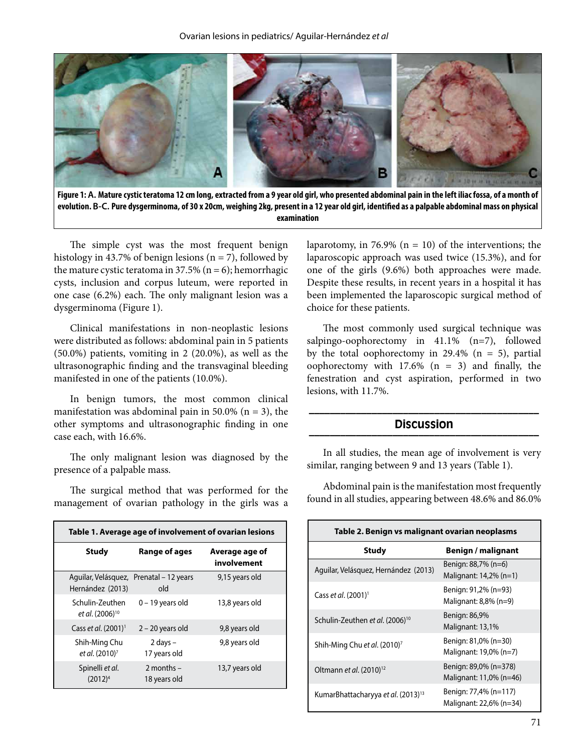**Figure 1: A. Mature cystic teratoma 12 cm long, extracted from a 9 year old girl, who presented abdominal pain in the left iliac fossa, of a month of evolution. B-C. Pure dysgerminoma, of 30 x 20cm, weighing 2kg, present in a 12 year old girl, identified as a palpable abdominal mass on physical examination**

The simple cyst was the most frequent benign histology in 43.7% of benign lesions (n = 7), followed by the mature cystic teratoma in 37.5% (n = 6); hemorrhagic cysts, inclusion and corpus luteum, were reported in one case (6.2%) each. The only malignant lesion was a dysgerminoma (Figure 1).

Clinical manifestations in non-neoplastic lesions were distributed as follows: abdominal pain in 5 patients (50.0%) patients, vomiting in 2 (20.0%), as well as the ultrasonographic finding and the transvaginal bleeding manifested in one of the patients (10.0%).

In benign tumors, the most common clinical manifestation was abdominal pain in 50.0% (n = 3), the other symptoms and ultrasonographic finding in one case each, with 16.6%.

The only malignant lesion was diagnosed by the presence of a palpable mass.

The surgical method that was performed for the management of ovarian pathology in the girls was a laparotomy, in 76.9% (n = 10) of the interventions; the laparoscopic approach was used twice (15.3%), and for one of the girls (9.6%) both approaches were made. Despite these results, in recent years in a hospital it has been implemented the laparoscopic surgical method of choice for these patients.

The most commonly used surgical technique was salpingo-oophorectomy in 41.1% (n=7), followed by the total oophorectomy in 29.4% (n = 5), partial oophorectomy with 17.6% (n = 3) and finally, the fenestration and cyst aspiration, performed in two lesions, with 11.7%.

| Table 1. Average age of involvement of ovarian lesions | | |
|---|---|---|
| **Study** | **Range of ages** | **Average age of involvement** |
| Aguilar, Velásquez, Hernández (2013) | Prenatal – 12 years old | 9,15 years old |
| Schulin-Zeuthen *et al.* (2006)[10] | 0 – 19 years old | 13,8 years old |
| Cass *et al.* (2001)[1] | 2 – 20 years old | 9,8 years old |
| Shih-Ming Chu *et al.* (2010)[7] | 2 days – 17 years old | 9,8 years old |
| Spinelli *et al.* (2012)[4] | 2 months – 18 years old | 13,7 years old |

## Discussion

In all studies, the mean age of involvement is very similar, ranging between 9 and 13 years (Table 1).

Abdominal pain is the manifestation most frequently found in all studies, appearing between 48.6% and 86.0%

| Table 2. Benign vs malignant ovarian neoplasms | |
|---|---|
| **Study** | **Benign / malignant** |
| Aguilar, Velásquez, Hernández (2013) | Benign: 88,7% (n=6) Malignant: 14,2% (n=1) |
| Cass *et al.* (2001)[1] | Benign: 91,2% (n=93) Malignant: 8,8% (n=9) |
| Schulin-Zeuthen *et al.* (2006)[10] | Benign: 86,9% Malignant: 13,1% |
| Shih-Ming Chu *et al.* (2010)[7] | Benign: 81,0% (n=30) Malignant: 19,0% (n=7) |
| Oltmann *et al.* (2010)[12] | Benign: 89,0% (n=378) Malignant: 11,0% (n=46) |
| KumarBhattacharyya *et al.* (2013)[13] | Benign: 77,4% (n=117) Malignant: 22,6% (n=34) |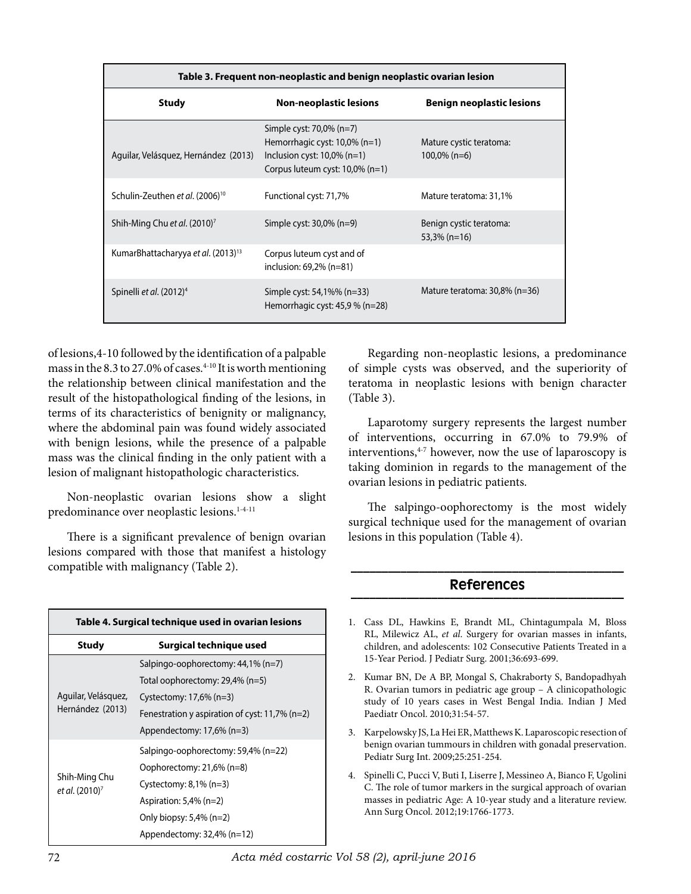| Table 3. Frequent non-neoplastic and benign neoplastic ovarian lesion | | |
|---|---|---|
| **Study** | **Non-neoplastic lesions** | **Benign neoplastic lesions** |
| Aguilar, Velásquez, Hernández (2013) | Simple cyst: 70,0% (n=7)<br>Hemorrhagic cyst: 10,0% (n=1)<br>Inclusion cyst: 10,0% (n=1)<br>Corpus luteum cyst: 10,0% (n=1) | Mature cystic teratoma: 100,0% (n=6) |
| Schulin-Zeuthen *et al.* (2006)[10] | Functional cyst: 71,7% | Mature teratoma: 31,1% |
| Shih-Ming Chu *et al.* (2010)[7] | Simple cyst: 30,0% (n=9) | Benign cystic teratoma: 53,3% (n=16) |
| KumarBhattacharyya *et al.* (2013)[13] | Corpus luteum cyst and of inclusion: 69,2% (n=81) | |
| Spinelli *et al.* (2012)[4] | Simple cyst: 54,1%% (n=33)<br>Hemorrhagic cyst: 45,9 % (n=28) | Mature teratoma: 30,8% (n=36) |

of lesions,4-10 followed by the identification of a palpable mass in the 8.3 to 27.0% of cases.[4-10] It is worth mentioning the relationship between clinical manifestation and the result of the histopathological finding of the lesions, in terms of its characteristics of benignity or malignancy, where the abdominal pain was found widely associated with benign lesions, while the presence of a palpable mass was the clinical finding in the only patient with a lesion of malignant histopathologic characteristics.

Non-neoplastic ovarian lesions show a slight predominance over neoplastic lesions.[1-4-11]

There is a significant prevalence of benign ovarian lesions compared with those that manifest a histology compatible with malignancy (Table 2).

| Table 4. Surgical technique used in ovarian lesions | |
|---|---|
| **Study** | **Surgical technique used** |
| Aguilar, Velásquez, Hernández (2013) | Salpingo-oophorectomy: 44,1% (n=7)<br>Total oophorectomy: 29,4% (n=5)<br>Cystectomy: 17,6% (n=3)<br>Fenestration y aspiration of cyst: 11,7% (n=2)<br>Appendectomy: 17,6% (n=3) |
| Shih-Ming Chu *et al.* (2010)[7] | Salpingo-oophorectomy: 59,4% (n=22)<br>Oophorectomy: 21,6% (n=8)<br>Cystectomy: 8,1% (n=3)<br>Aspiration: 5,4% (n=2)<br>Only biopsy: 5,4% (n=2)<br>Appendectomy: 32,4% (n=12) |

Regarding non-neoplastic lesions, a predominance of simple cysts was observed, and the superiority of teratoma in neoplastic lesions with benign character (Table 3).

Laparotomy surgery represents the largest number of interventions, occurring in 67.0% to 79.9% of interventions,[4-7] however, now the use of laparoscopy is taking dominion in regards to the management of the ovarian lesions in pediatric patients.

The salpingo-oophorectomy is the most widely surgical technique used for the management of ovarian lesions in this population (Table 4).

## References

1. Cass DL, Hawkins E, Brandt ML, Chintagumpala M, Bloss RL, Milewicz AL, *et al.* Surgery for ovarian masses in infants, children, and adolescents: 102 Consecutive Patients Treated in a 15-Year Period. J Pediatr Surg. 2001;36:693-699.
2. Kumar BN, De A BP, Mongal S, Chakraborty S, Bandopadhyah R. Ovarian tumors in pediatric age group – A clinicopathologic study of 10 years cases in West Bengal India. Indian J Med Paediatr Oncol. 2010;31:54-57.
3. Karpelowsky JS, La Hei ER, Matthews K. Laparoscopic resection of benign ovarian tummours in children with gonadal preservation. Pediatr Surg Int. 2009;25:251-254.
4. Spinelli C, Pucci V, Buti I, Liserre J, Messineo A, Bianco F, Ugolini C. The role of tumor markers in the surgical approach of ovarian masses in pediatric Age: A 10-year study and a literature review. Ann Surg Oncol. 2012;19:1766-1773.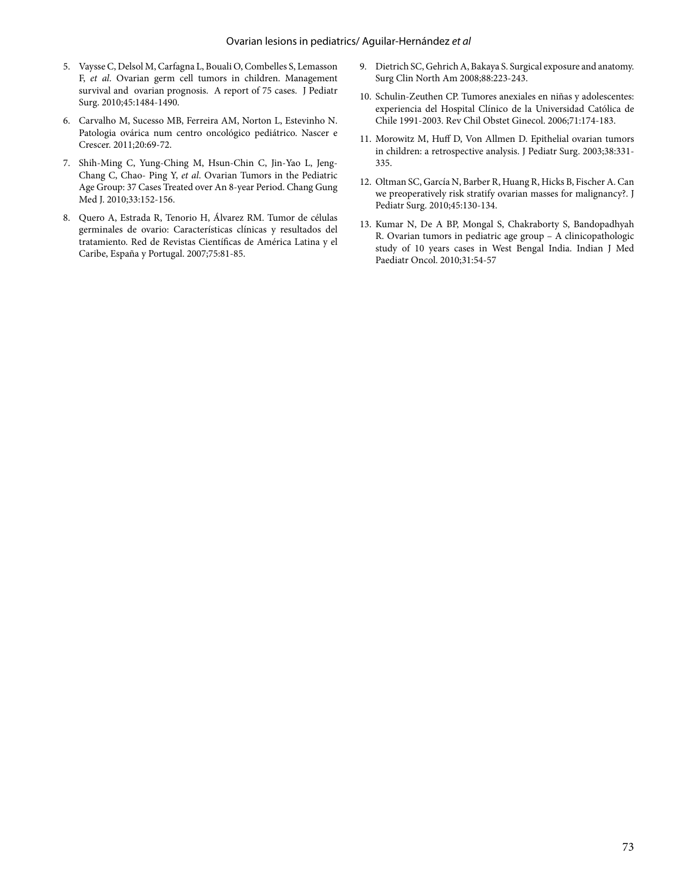5. Vaysse C, Delsol M, Carfagna L, Bouali O, Combelles S, Lemasson F, *et al*. Ovarian germ cell tumors in children. Management survival and ovarian prognosis. A report of 75 cases. J Pediatr Surg. 2010;45:1484-1490.

6. Carvalho M, Sucesso MB, Ferreira AM, Norton L, Estevinho N. Patologia ovárica num centro oncológico pediátrico. Nascer e Crescer. 2011;20:69-72.

7. Shih-Ming C, Yung-Ching M, Hsun-Chin C, Jin-Yao L, Jeng-Chang C, Chao- Ping Y, *et al*. Ovarian Tumors in the Pediatric Age Group: 37 Cases Treated over An 8-year Period. Chang Gung Med J. 2010;33:152-156.

8. Quero A, Estrada R, Tenorio H, Álvarez RM. Tumor de células germinales de ovario: Características clínicas y resultados del tratamiento. Red de Revistas Científicas de América Latina y el Caribe, España y Portugal. 2007;75:81-85.

9. Dietrich SC, Gehrich A, Bakaya S. Surgical exposure and anatomy. Surg Clin North Am 2008;88:223-243.

10. Schulin-Zeuthen CP. Tumores anexiales en niñas y adolescentes: experiencia del Hospital Clínico de la Universidad Católica de Chile 1991-2003. Rev Chil Obstet Ginecol. 2006;71:174-183.

11. Morowitz M, Huff D, Von Allmen D. Epithelial ovarian tumors in children: a retrospective analysis. J Pediatr Surg. 2003;38:331-335.

12. Oltman SC, García N, Barber R, Huang R, Hicks B, Fischer A. Can we preoperatively risk stratify ovarian masses for malignancy?. J Pediatr Surg. 2010;45:130-134.

13. Kumar N, De A BP, Mongal S, Chakraborty S, Bandopadhyah R. Ovarian tumors in pediatric age group – A clinicopathologic study of 10 years cases in West Bengal India. Indian J Med Paediatr Oncol. 2010;31:54-57